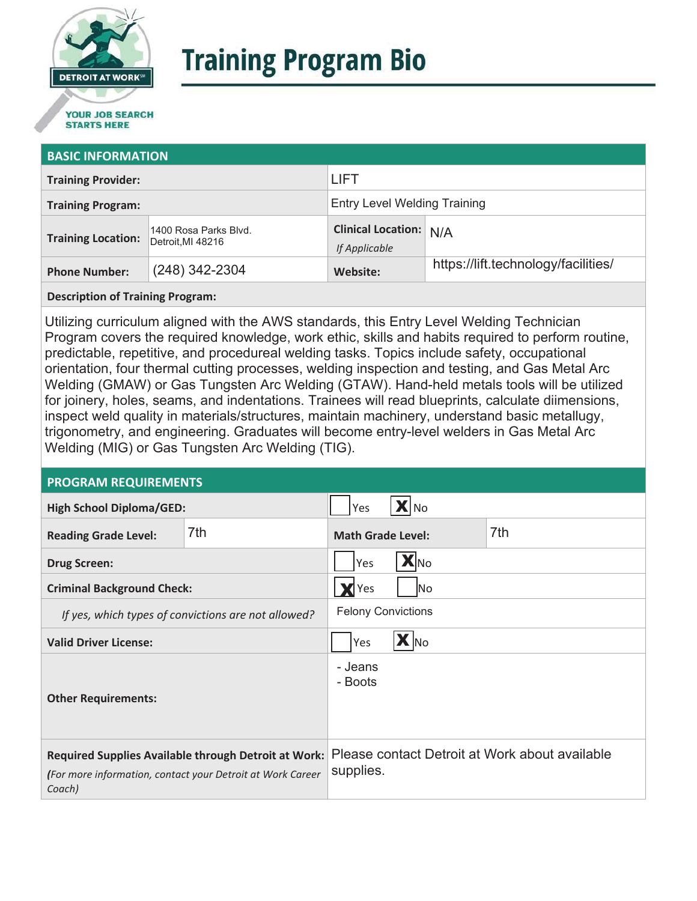# Training Program Bio

## BASIC INFORMATION

| | | | |
|---|---|---|---|
| **Training Provider:** | | LIFT | |
| **Training Program:** | | Entry Level Welding Training | |
| **Training Location:** | 1400 Rosa Parks Blvd. Detroit,MI 48216 | **Clinical Location:** *If Applicable* | N/A |
| **Phone Number:** | (248) 342-2304 | **Website:** | https://lift.technology/facilities/ |

**Description of Training Program:**

Utilizing curriculum aligned with the AWS standards, this Entry Level Welding Technician Program covers the required knowledge, work ethic, skills and habits required to perform routine, predictable, repetitive, and procedureal welding tasks. Topics include safety, occupational orientation, four thermal cutting processes, welding inspection and testing, and Gas Metal Arc Welding (GMAW) or Gas Tungsten Arc Welding (GTAW). Hand-held metals tools will be utilized for joinery, holes, seams, and indentations. Trainees will read blueprints, calculate diimensions, inspect weld quality in materials/structures, maintain machinery, understand basic metallugy, trigonometry, and engineering. Graduates will become entry-level welders in Gas Metal Arc Welding (MIG) or Gas Tungsten Arc Welding (TIG).

## PROGRAM REQUIREMENTS

| | | | |
|---|---|---|---|
| **High School Diploma/GED:** | | ☐ Yes ☒ No | |
| **Reading Grade Level:** | 7th | **Math Grade Level:** | 7th |
| **Drug Screen:** | | ☐ Yes ☒ No | |
| **Criminal Background Check:** | | ☒ Yes ☐ No | |
| *If yes, which types of convictions are not allowed?* | | Felony Convictions | |
| **Valid Driver License:** | | ☐ Yes ☒ No | |
| **Other Requirements:** | | - Jeans<br>- Boots | |
| **Required Supplies Available through Detroit at Work:** *(For more information, contact your Detroit at Work Career Coach)* | | Please contact Detroit at Work about available supplies. | |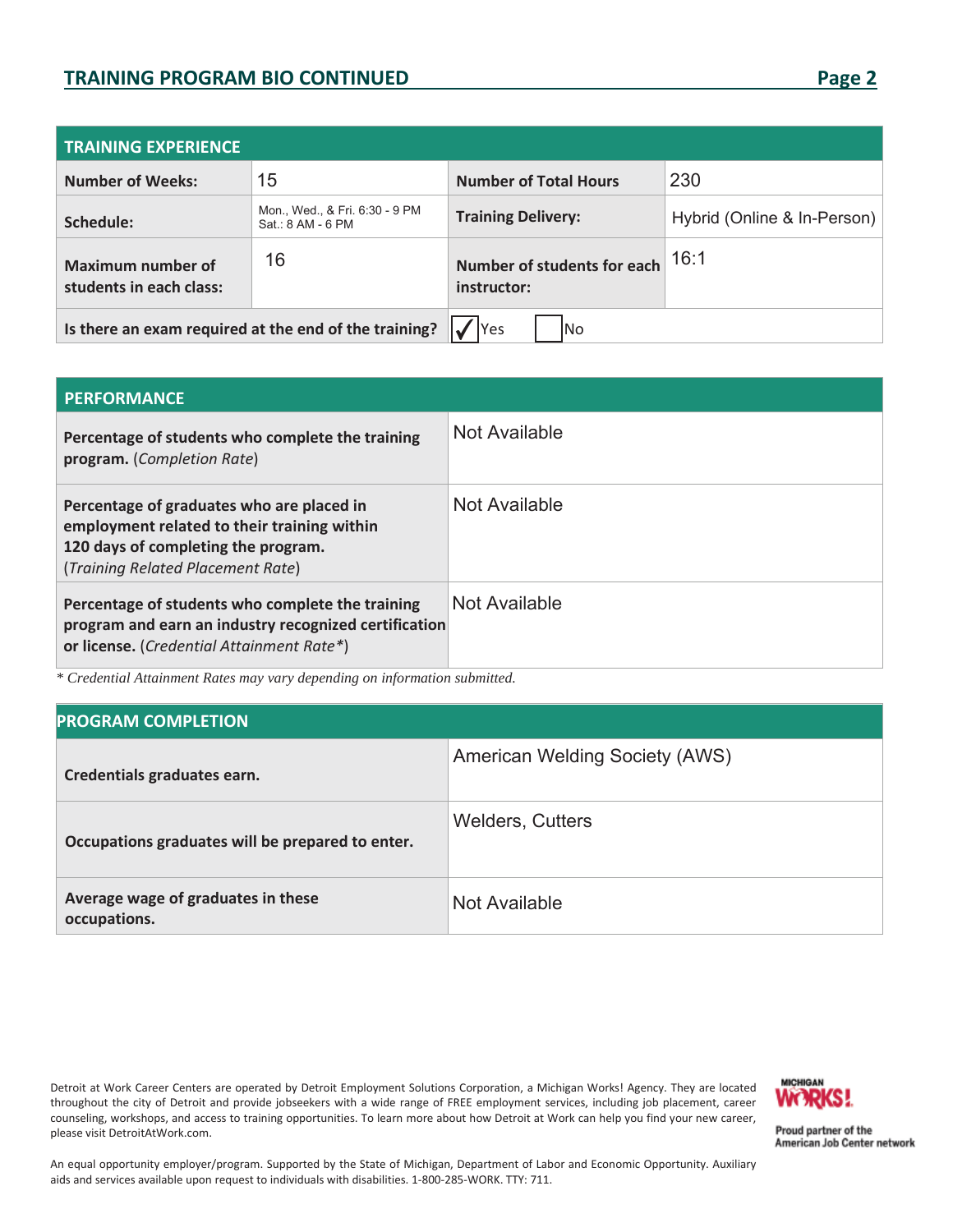## TRAINING PROGRAM BIO CONTINUED

| TRAINING EXPERIENCE | | | |
|---|---|---|---|
| **Number of Weeks:** | 15 | **Number of Total Hours** | 230 |
| **Schedule:** | Mon., Wed., & Fri. 6:30 - 9 PM<br>Sat.: 8 AM - 6 PM | **Training Delivery:** | Hybrid (Online & In-Person) |
| **Maximum number of students in each class:** | 16 | **Number of students for each instructor:** | 16:1 |
| **Is there an exam required at the end of the training?** | ☑ Yes ☐ No | | |

| PERFORMANCE | |
|---|---|
| **Percentage of students who complete the training program.** (*Completion Rate*) | Not Available |
| **Percentage of graduates who are placed in employment related to their training within 120 days of completing the program.** (*Training Related Placement Rate*) | Not Available |
| **Percentage of students who complete the training program and earn an industry recognized certification or license.** (*Credential Attainment Rate**) | Not Available |

*\* Credential Attainment Rates may vary depending on information submitted.*

| PROGRAM COMPLETION | |
|---|---|
| **Credentials graduates earn.** | American Welding Society (AWS) |
| **Occupations graduates will be prepared to enter.** | Welders, Cutters |
| **Average wage of graduates in these occupations.** | Not Available |

Detroit at Work Career Centers are operated by Detroit Employment Solutions Corporation, a Michigan Works! Agency. They are located throughout the city of Detroit and provide jobseekers with a wide range of FREE employment services, including job placement, career counseling, workshops, and access to training opportunities. To learn more about how Detroit at Work can help you find your new career, please visit DetroitAtWork.com.

MICHIGAN WORKS! Proud partner of the American Job Center network

An equal opportunity employer/program. Supported by the State of Michigan, Department of Labor and Economic Opportunity. Auxiliary aids and services available upon request to individuals with disabilities. 1-800-285-WORK. TTY: 711.